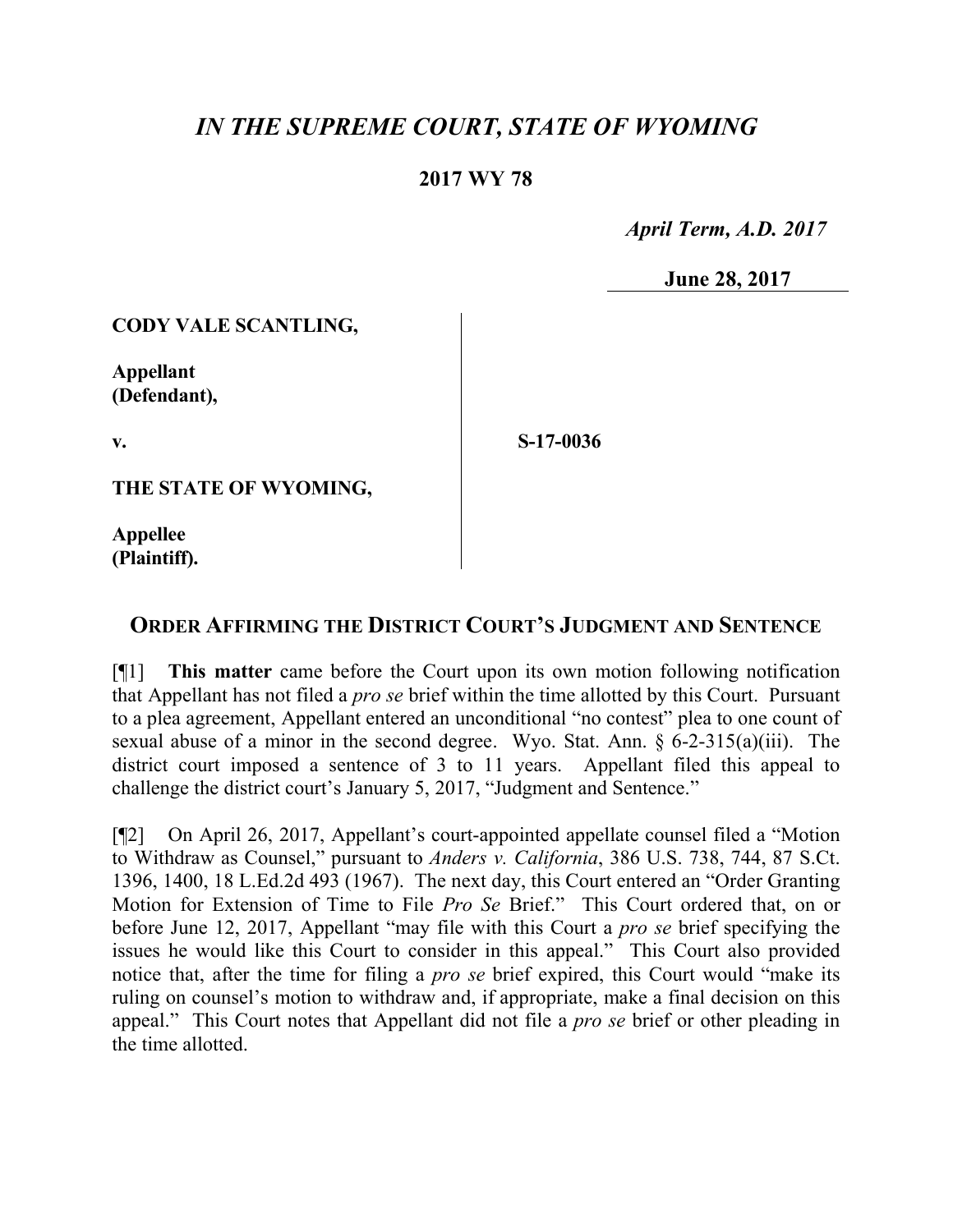# *IN THE SUPREME COURT, STATE OF WYOMING*

## 2017 WY 78

*April Term, A.D. 2017*

**June 28, 2017**

**CODY VALE SCANTLING,**

**Appellant (Defendant),**

**v.**

**S-17-0036**

**THE STATE OF WYOMING,**

**Appellee (Plaintiff).**

## ORDER AFFIRMING THE DISTRICT COURT'S JUDGMENT AND SENTENCE

[¶1] **This matter** came before the Court upon its own motion following notification that Appellant has not filed a *pro se* brief within the time allotted by this Court. Pursuant to a plea agreement, Appellant entered an unconditional "no contest" plea to one count of sexual abuse of a minor in the second degree. Wyo. Stat. Ann. § 6-2-315(a)(iii). The district court imposed a sentence of 3 to 11 years. Appellant filed this appeal to challenge the district court's January 5, 2017, "Judgment and Sentence."

[¶2] On April 26, 2017, Appellant's court-appointed appellate counsel filed a "Motion to Withdraw as Counsel," pursuant to *Anders v. California*, 386 U.S. 738, 744, 87 S.Ct. 1396, 1400, 18 L.Ed.2d 493 (1967). The next day, this Court entered an "Order Granting Motion for Extension of Time to File *Pro Se* Brief." This Court ordered that, on or before June 12, 2017, Appellant "may file with this Court a *pro se* brief specifying the issues he would like this Court to consider in this appeal." This Court also provided notice that, after the time for filing a *pro se* brief expired, this Court would "make its ruling on counsel's motion to withdraw and, if appropriate, make a final decision on this appeal." This Court notes that Appellant did not file a *pro se* brief or other pleading in the time allotted.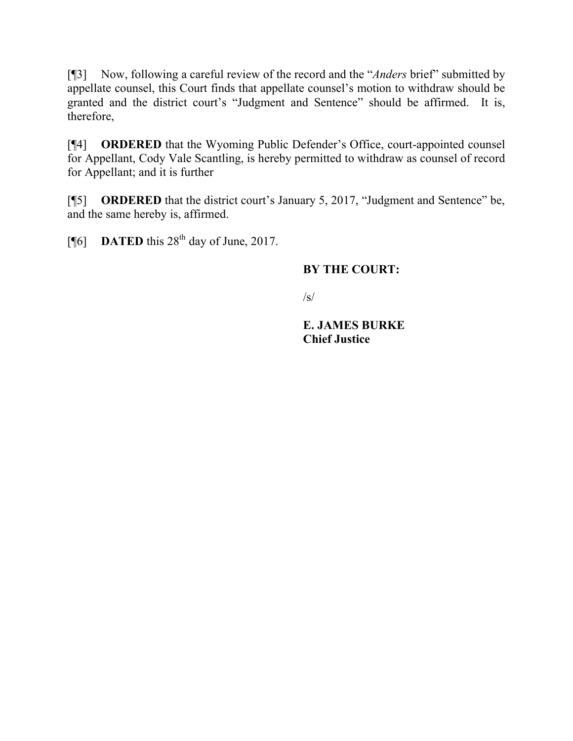[¶3] Now, following a careful review of the record and the "*Anders* brief" submitted by appellate counsel, this Court finds that appellate counsel's motion to withdraw should be granted and the district court's "Judgment and Sentence" should be affirmed. It is, therefore,

[¶4] **ORDERED** that the Wyoming Public Defender's Office, court-appointed counsel for Appellant, Cody Vale Scantling, is hereby permitted to withdraw as counsel of record for Appellant; and it is further

[¶5] **ORDERED** that the district court's January 5, 2017, "Judgment and Sentence" be, and the same hereby is, affirmed.

[¶6] **DATED** this 28th day of June, 2017.

**BY THE COURT:**

/s/

**E. JAMES BURKE**
**Chief Justice**